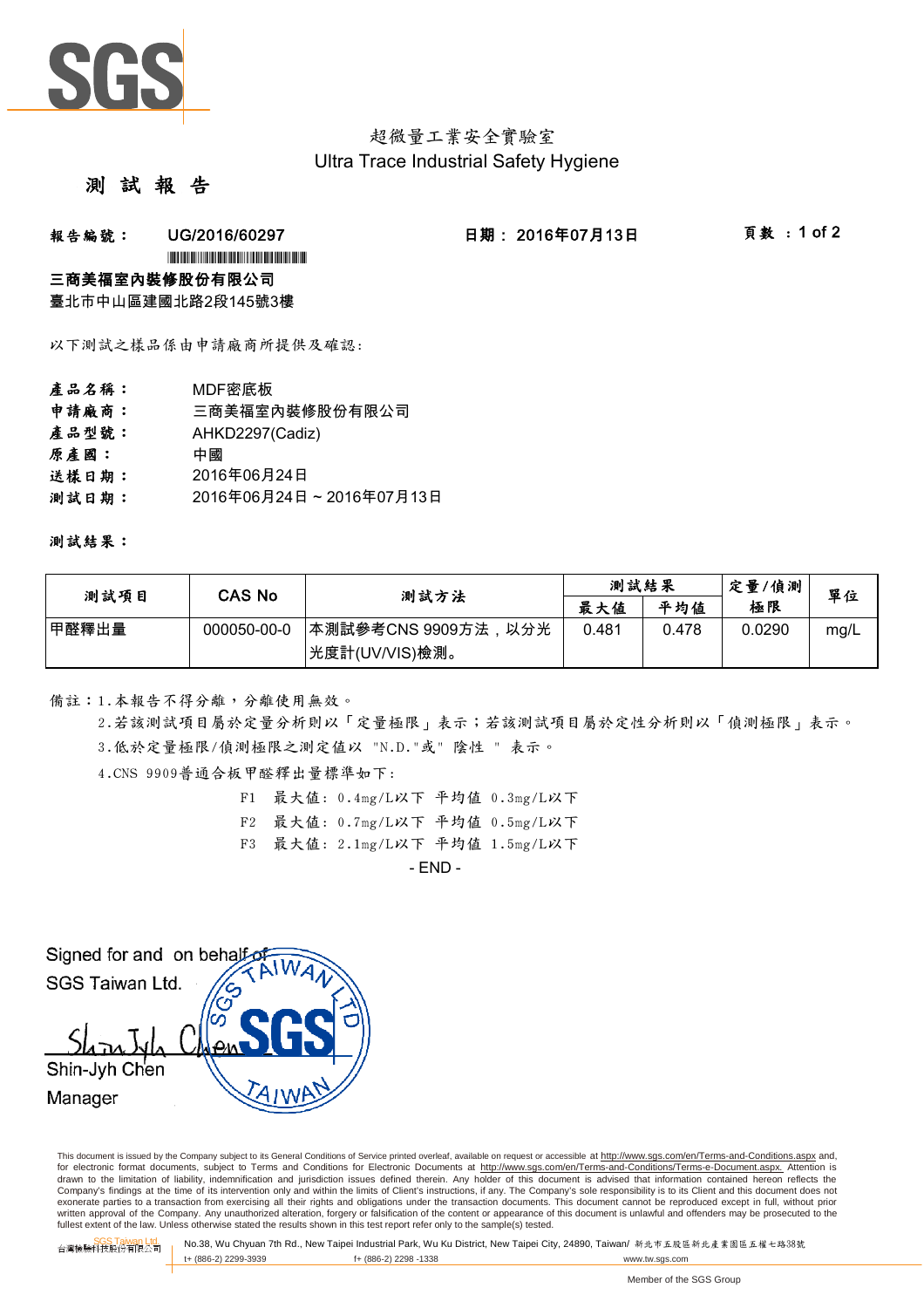超微量工業安全實驗室

Ultra Trace Industrial Safety Hygiene

# 測 試 報 告

**報告編號：** UG/2016/60297　　**日期：** 2016年07月13日

**三商美福室內裝修股份有限公司**

臺北市中山區建國北路2段145號3樓

以下測試之樣品係由申請廠商所提供及確認:

**產品名稱：** MDF密底板

**申請廠商：** 三商美福室內裝修股份有限公司

**產品型號：** AHKD2297(Cadiz)

**原產國：** 中國

**送樣日期：** 2016年06月24日

**測試日期：** 2016年06月24日 ~ 2016年07月13日

**測試結果：**

| 測試項目 | CAS No | 測試方法 | 測試結果 | | 定量/偵測極限 | 單位 |
|---|---|---|---|---|---|---|
| | | | 最大值 | 平均值 | | |
| 甲醛釋出量 | 000050-00-0 | 本測試參考CNS 9909方法，以分光光度計(UV/VIS)檢測。 | 0.481 | 0.478 | 0.0290 | mg/L |

備註：1.本報告不得分離，分離使用無效。

2.若該測試項目屬於定量分析則以「定量極限」表示；若該測試項目屬於定性分析則以「偵測極限」表示。

3.低於定量極限/偵測極限之測定值以 "N.D."或" 陰性 " 表示。

4.CNS 9909普通合板甲醛釋出量標準如下:

F1　最大值: 0.4mg/L以下　平均值 0.3mg/L以下

F2　最大值: 0.7mg/L以下　平均值 0.5mg/L以下

F3　最大值: 2.1mg/L以下　平均值 1.5mg/L以下

- END -

Signed for and on behalf of
SGS Taiwan Ltd.

Shin-Jyh Chen
Manager

This document is issued by the Company subject to its General Conditions of Service printed overleaf, available on request or accessible at http://www.sgs.com/en/Terms-and-Conditions.aspx and, for electronic format documents, subject to Terms and Conditions for Electronic Documents at http://www.sgs.com/en/Terms-and-Conditions/Terms-e-Document.aspx. Attention is drawn to the limitation of liability, indemnification and jurisdiction issues defined therein. Any holder of this document is advised that information contained hereon reflects the Company's findings at the time of its intervention only and within the limits of Client's instructions, if any. The Company's sole responsibility is to its Client and this document does not exonerate parties to a transaction from exercising all their rights and obligations under the transaction documents. This document cannot be reproduced except in full, without prior written approval of the Company. Any unauthorized alteration, forgery or falsification of the content or appearance of this document is unlawful and offenders may be prosecuted to the fullest extent of the law. Unless otherwise stated the results shown in this test report refer only to the sample(s) tested.

SGS Taiwan Ltd. 台灣檢驗科技股份有限公司 | No.38, Wu Chyuan 7th Rd., New Taipei Industrial Park, Wu Ku District, New Taipei City, 24890, Taiwan/ 新北市五股區新北產業園區五權七路38號 | t+ (886-2) 2299-3939 | f+ (886-2) 2298 -1338 | www.tw.sgs.com

Member of the SGS Group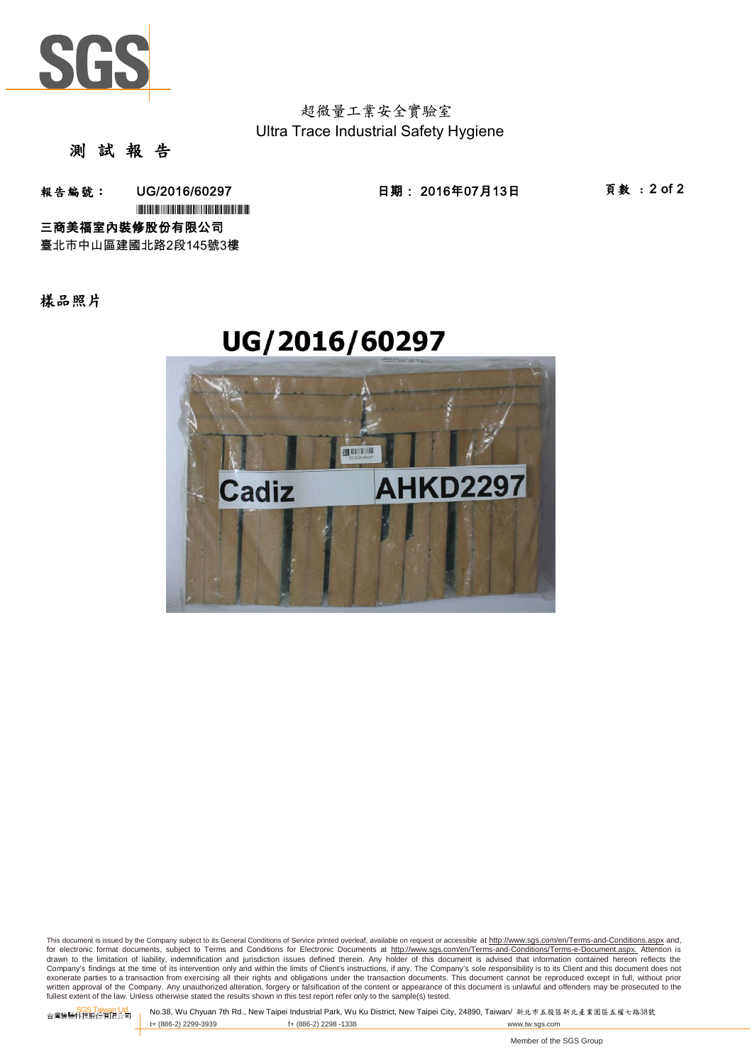超微量工業安全實驗室
Ultra Trace Industrial Safety Hygiene

# 測 試 報 告

**報告編號：** UG/2016/60297　　**日期：** 2016年07月13日　　**頁數 ：** 2 of 2

**三商美福室內裝修股份有限公司**
臺北市中山區建國北路2段145號3樓

## 樣品照片

UG/2016/60297

This document is issued by the Company subject to its General Conditions of Service printed overleaf, available on request or accessible at http://www.sgs.com/en/Terms-and-Conditions.aspx and, for electronic format documents, subject to Terms and Conditions for Electronic Documents at http://www.sgs.com/en/Terms-and-Conditions/Terms-e-Document.aspx. Attention is drawn to the limitation of liability, indemnification and jurisdiction issues defined therein. Any holder of this document is advised that information contained hereon reflects the Company's findings at the time of its intervention only and within the limits of Client's instructions, if any. The Company's sole responsibility is to its Client and this document does not exonerate parties to a transaction from exercising all their rights and obligations under the transaction documents. This document cannot be reproduced except in full, without prior written approval of the Company. Any unauthorized alteration, forgery or falsification of the content or appearance of this document is unlawful and offenders may be prosecuted to the fullest extent of the law. Unless otherwise stated the results shown in this test report refer only to the sample(s) tested.

SGS Taiwan Ltd. 台灣檢驗科技股份有限公司　No.38, Wu Chyuan 7th Rd., New Taipei Industrial Park, Wu Ku District, New Taipei City, 24890, Taiwan/ 新北市五股區新北產業園區五權七路38號
t+ (886-2) 2299-3939　f+ (886-2) 2298 -1338　www.tw.sgs.com

Member of the SGS Group